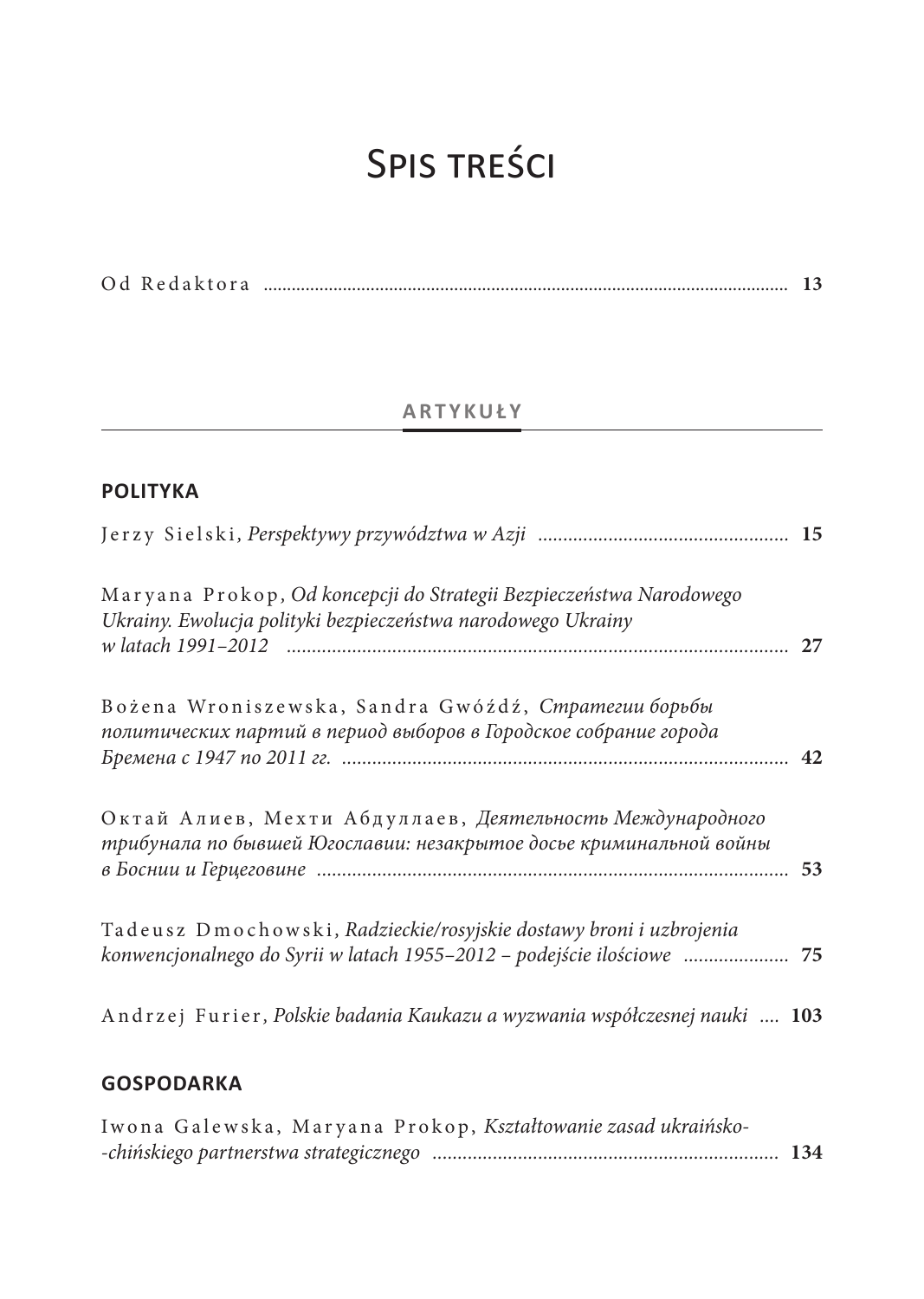# Spis treści

Od Redaktora ............................................................................................................. **13**

## ARTYKUŁY

### POLITYKA

Jerzy Sielski, *Perspektywy przywództwa w Azji* ................................................. **15**

Maryana Prokop, *Od koncepcji do Strategii Bezpieczeństwa Narodowego Ukrainy. Ewolucja polityki bezpieczeństwa narodowego Ukrainy w latach 1991–2012* ................................................................................................. **27**

Bożena Wroniszewska, Sandra Gwóźdź, *Стратегии борьбы политических партий в период выборов в Городское собрание города Бремена с 1947 по 2011 гг.* ........................................................................................ **42**

Октай Алиев, Мехти Абдуллаев, *Деятельность Международного трибунала по бывшей Югославии: незакрытое досье криминальной войны в Боснии и Герцеговине* ............................................................................................ **53**

Tadeusz Dmochowski, *Radzieckie/rosyjskie dostawy broni i uzbrojenia konwencjonalnego do Syrii w latach 1955–2012 – podejście ilościowe* .................... **75**

Andrzej Furier, *Polskie badania Kaukazu a wyzwania współczesnej nauki* .... **103**

### GOSPODARKA

Iwona Galewska, Maryana Prokop, *Kształtowanie zasad ukraińsko--chińskiego partnerstwa strategicznego* .................................................................... **134**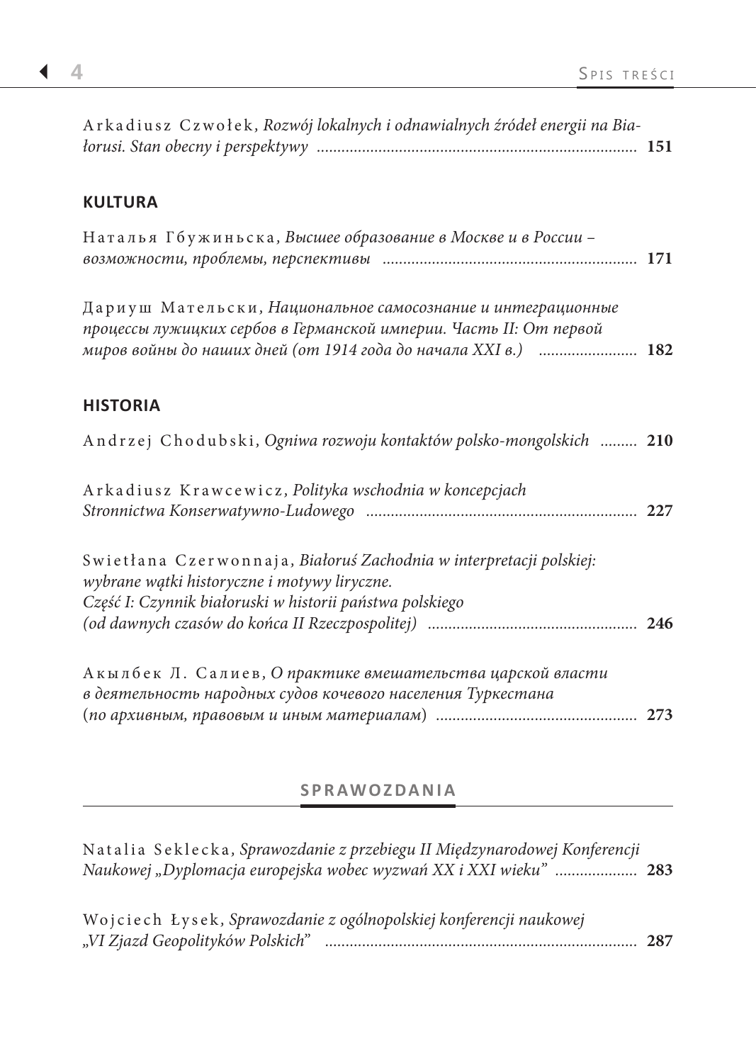Arkadiusz Czwołek, *Rozwój lokalnych i odnawialnych źródeł energii na Białorusi. Stan obecny i perspektywy* ............................................................................ **151**

## KULTURA

Наталья Гбужиньска, *Высшее образование в Москве и в России – возможности, проблемы, перспективы* ............................................................ **171**

Дариуш Мательски, *Национальное самосознание и интеграционные процессы лужицких сербов в Германской империи. Часть II: От первой миров войны до наших дней (от 1914 года до начала XXI в.)* ........................ **182**

## HISTORIA

Andrzej Chodubski, *Ogniwa rozwoju kontaktów polsko-mongolskich* ......... **210**

Arkadiusz Krawcewicz, *Polityka wschodnia w koncepcjach Stronnictwa Konserwatywno-Ludowego* ................................................................. **227**

Swietłana Czerwonnaja, *Białoruś Zachodnia w interpretacji polskiej: wybrane wątki historyczne i motywy liryczne. Część I: Czynnik białoruski w historii państwa polskiego (od dawnych czasów do końca II Rzeczpospolitej)* ................................................. **246**

Акылбек Л. Салиев, *О практике вмешательства царской власти в деятельность народных судов кочевого населения Туркестана (по архивным, правовым и иным материалам)* ................................................ **273**

## SPRAWOZDANIA

Natalia Seklecka, *Sprawozdanie z przebiegu II Międzynarodowej Konferencji Naukowej „Dyplomacja europejska wobec wyzwań XX i XXI wieku"* .................... **283**

Wojciech Łysek, *Sprawozdanie z ogólnopolskiej konferencji naukowej „VI Zjazd Geopolityków Polskich"* ........................................................................... **287**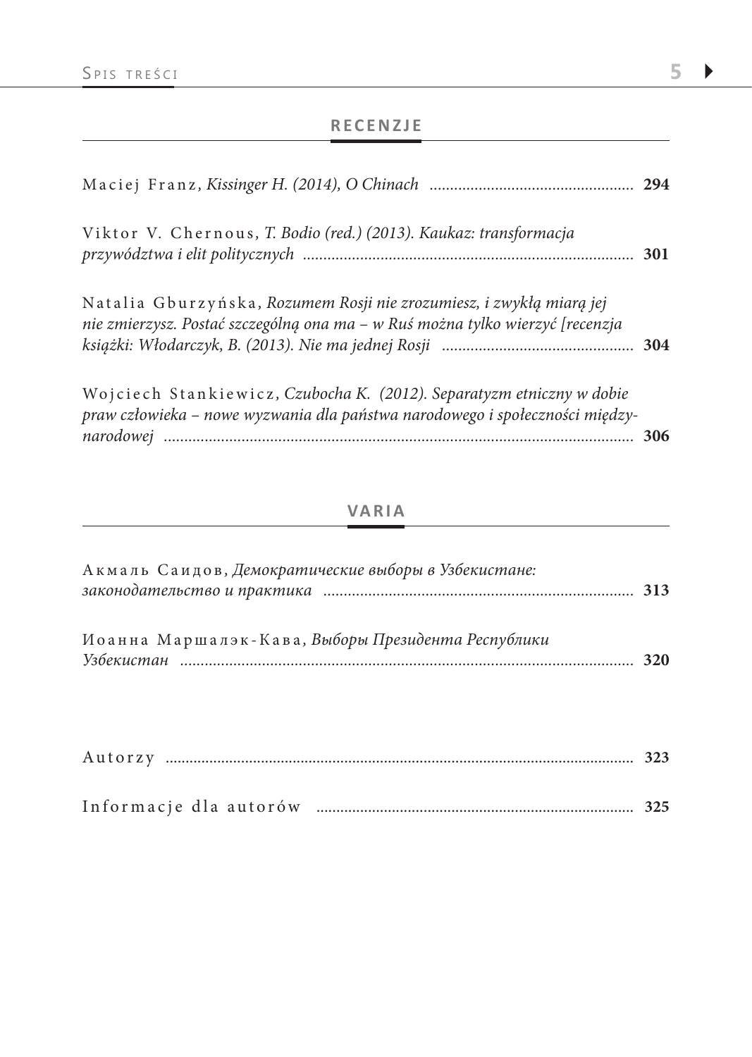## RECENZJE

Maciej Franz, *Kissinger H. (2014), O Chinach* ... 294

Viktor V. Chernous, *T. Bodio (red.) (2013). Kaukaz: transformacja przywództwa i elit politycznych* ... 301

Natalia Gburzyńska, *Rozumem Rosji nie zrozumiesz, i zwykłą miarą jej nie zmierzysz. Postać szczególną ona ma – w Ruś można tylko wierzyć [recenzja książki: Włodarczyk, B. (2013). Nie ma jednej Rosji* ... 304

Wojciech Stankiewicz, *Czubocha K. (2012). Separatyzm etniczny w dobie praw człowieka – nowe wyzwania dla państwa narodowego i społeczności międzynarodowej* ... 306

## VARIA

Акмаль Саидов, *Демократические выборы в Узбекистане: законодательство и практика* ... 313

Иоанна Маршалэк-Кава, *Выборы Президента Республики Узбекистан* ... 320

Autorzy ... 323

Informacje dla autorów ... 325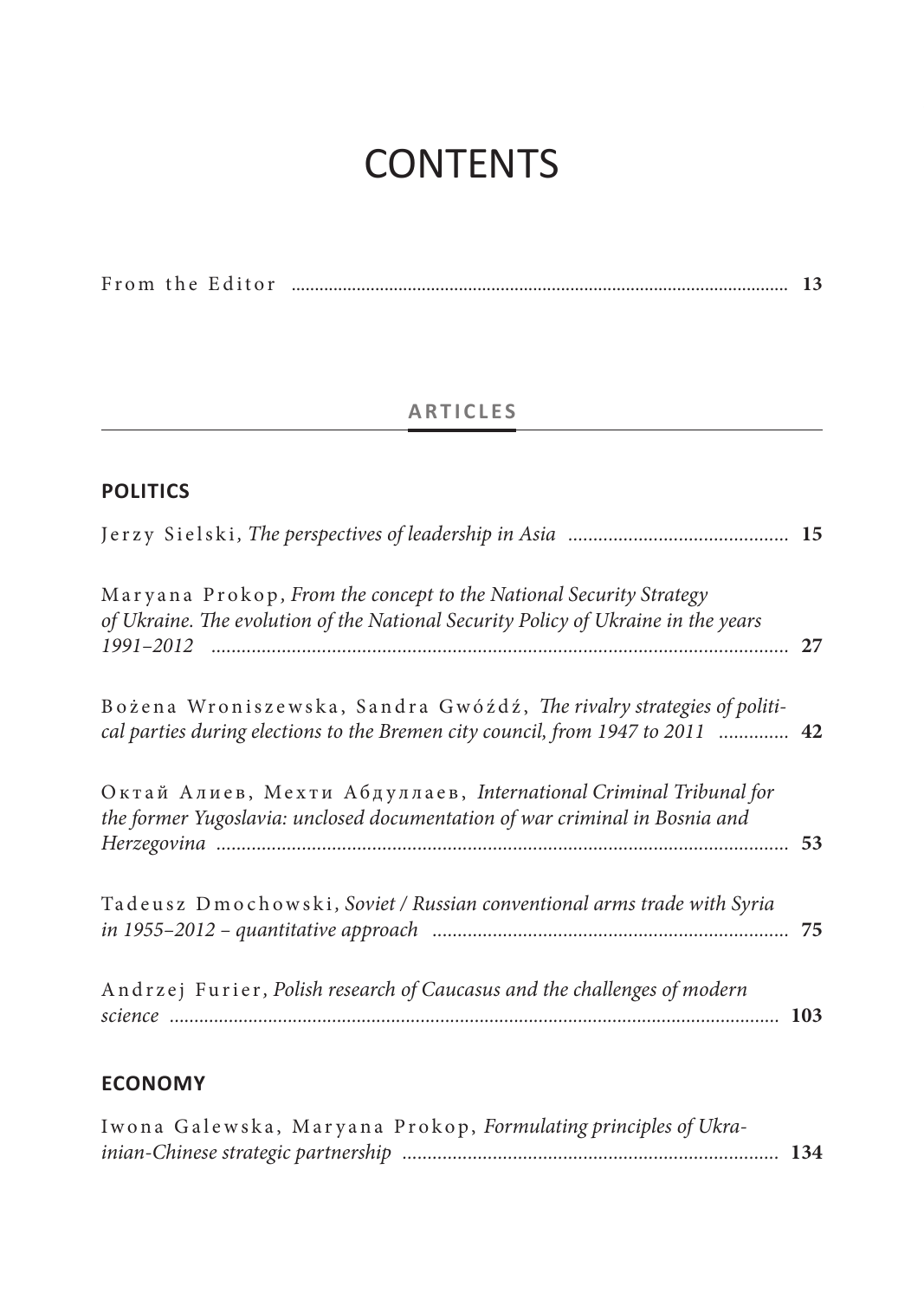# CONTENTS

From the Editor ........................................................................................................ **13**

## ARTICLES

### POLITICS

Jerzy Sielski, *The perspectives of leadership in Asia* ........................................... **15**

Maryana Prokop, *From the concept to the National Security Strategy of Ukraine. The evolution of the National Security Policy of Ukraine in the years 1991–2012* .................................................................................................................. **27**

Bożena Wroniszewska, Sandra Gwóźdź, *The rivalry strategies of political parties during elections to the Bremen city council, from 1947 to 2011* ............. **42**

Октай Алиев, Мехти Абдуллаев, *International Criminal Tribunal for the former Yugoslavia: unclosed documentation of war criminal in Bosnia and Herzegovina* ................................................................................................................. **53**

Tadeusz Dmochowski, *Soviet / Russian conventional arms trade with Syria in 1955–2012 – quantitative approach* ...................................................................... **75**

Andrzej Furier, *Polish research of Caucasus and the challenges of modern science* .......................................................................................................................... **103**

### ECONOMY

Iwona Galewska, Maryana Prokop, *Formulating principles of Ukrainian-Chinese strategic partnership* ........................................................................... **134**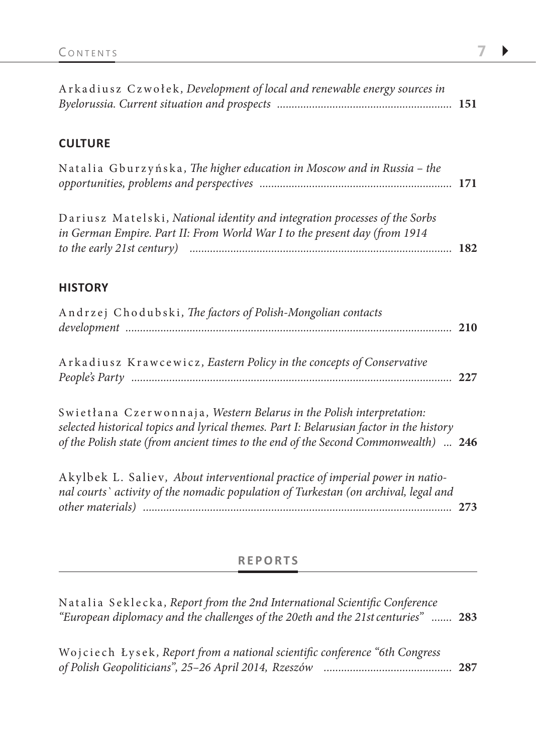Arkadiusz Czwołek, *Development of local and renewable energy sources in Byelorussia. Current situation and prospects* ........................................................... **151**

## CULTURE

Natalia Gburzyńska, *The higher education in Moscow and in Russia – the opportunities, problems and perspectives* ................................................................. **171**

Dariusz Matelski, *National identity and integration processes of the Sorbs in German Empire. Part II: From World War I to the present day (from 1914 to the early 21st century)* ......................................................................................... **182**

## HISTORY

Andrzej Chodubski, *The factors of Polish-Mongolian contacts development* ............................................................................................................... **210**

Arkadiusz Krawcewicz, *Eastern Policy in the concepts of Conservative People's Party* ............................................................................................................ **227**

Swietłana Czerwonnaja, *Western Belarus in the Polish interpretation: selected historical topics and lyrical themes. Part I: Belarusian factor in the history of the Polish state (from ancient times to the end of the Second Commonwealth)* ... **246**

Akylbek L. Saliev, *About interventional practice of imperial power in national courts` activity of the nomadic population of Turkestan (on archival, legal and other materials)* ......................................................................................................... **273**

# REPORTS

Natalia Seklecka, *Report from the 2nd International Scientific Conference "European diplomacy and the challenges of the 20eth and the 21st centuries"* ....... **283**

Wojciech Łysek, *Report from a national scientific conference "6th Congress of Polish Geopoliticians", 25–26 April 2014, Rzeszów* ........................................... **287**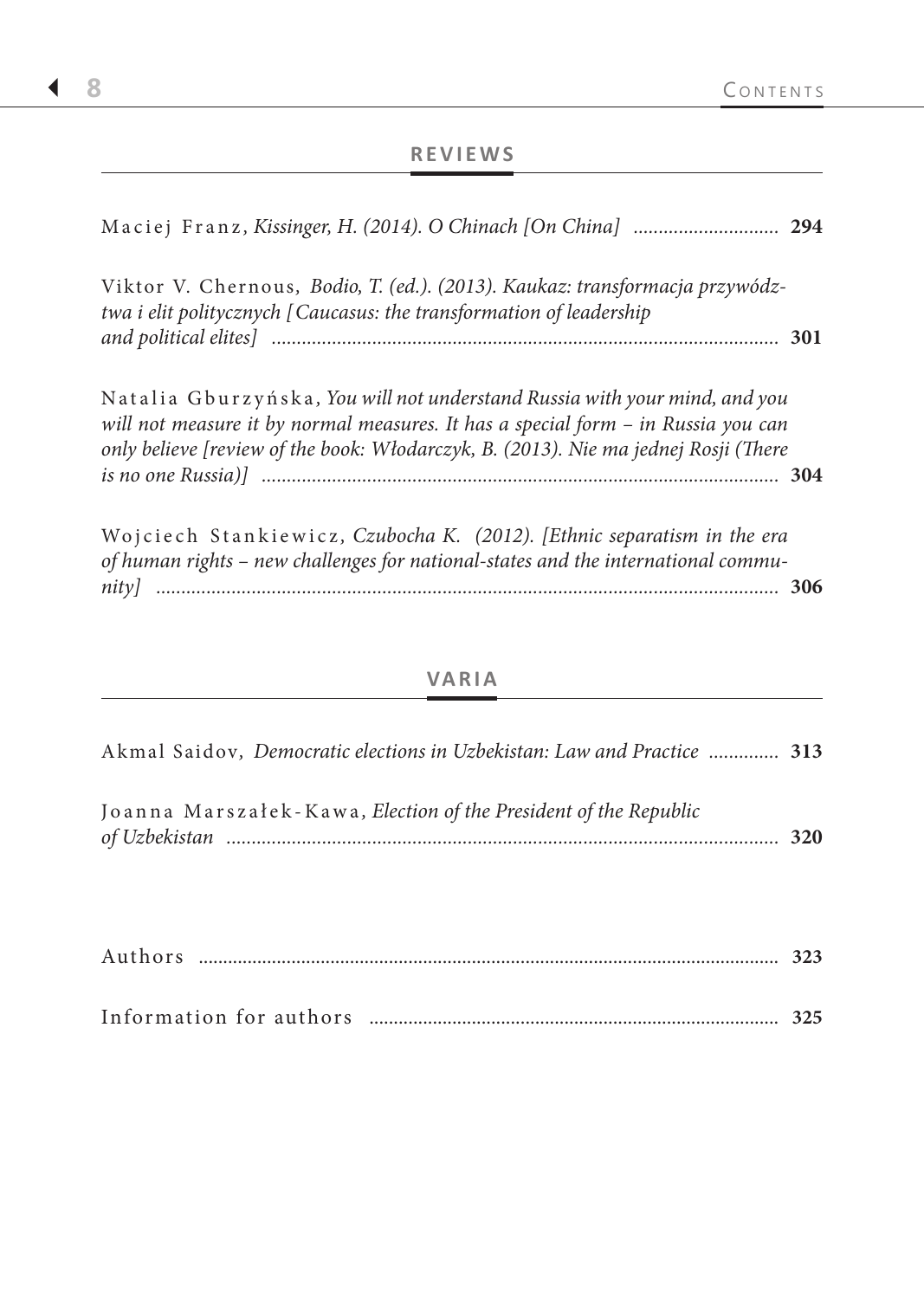## REVIEWS

Maciej Franz, *Kissinger, H. (2014). O Chinach [On China]* .............................. **294**

Viktor V. Chernous, *Bodio, T. (ed.). (2013). Kaukaz: transformacja przywództwa i elit politycznych [Caucasus: the transformation of leadership and political elites]* .................................................................................................... **301**

Natalia Gburzyńska, *You will not understand Russia with your mind, and you will not measure it by normal measures. It has a special form – in Russia you can only believe [review of the book: Włodarczyk, B. (2013). Nie ma jednej Rosji (There is no one Russia)]* ...................................................................................................... **304**

Wojciech Stankiewicz, *Czubocha K. (2012). [Ethnic separatism in the era of human rights – new challenges for national-states and the international community]* ............................................................................................................................ **306**

## VARIA

Akmal Saidov, *Democratic elections in Uzbekistan: Law and Practice* .............. **313**

Joanna Marszałek-Kawa, *Election of the President of the Republic of Uzbekistan* .............................................................................................................. **320**

Authors ...................................................................................................................... **323**

Information for authors ................................................................................... **325**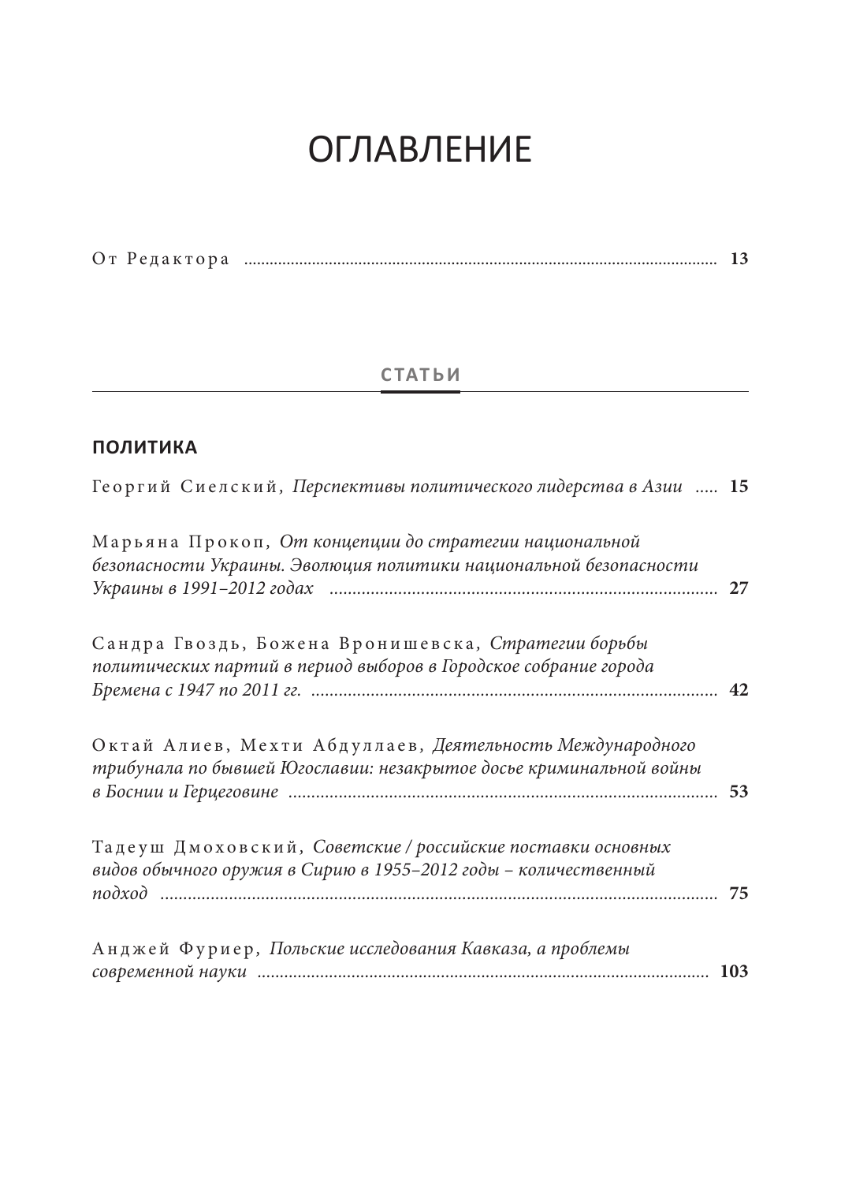# ОГЛАВЛЕНИЕ

От Редактора ..................................................... **13**

## СТАТЬИ

### ПОЛИТИКА

Георгий Сиелский, *Перспективы политического лидерства в Азии* ..... **15**

Марьяна Прокоп, *От концепции до стратегии национальной безопасности Украины. Эволюция политики национальной безопасности Украины в 1991–2012 годах* ..................................... **27**

Сандра Гвоздь, Божена Вронишевска, *Стратегии борьбы политических партий в период выборов в Городское собрание города Бремена с 1947 по 2011 гг.* ..................................... **42**

Октай Алиев, Мехти Абдуллаев, *Деятельность Международного трибунала по бывшей Югославии: незакрытое досье криминальной войны в Боснии и Герцеговине* ..................................... **53**

Тадеуш Дмоховский, *Советские / российские поставки основных видов обычного оружия в Сирию в 1955–2012 годы – количественный подход* ..................................... **75**

Анджей Фуриер, *Польские исследования Кавказа, а проблемы современной науки* ..................................... **103**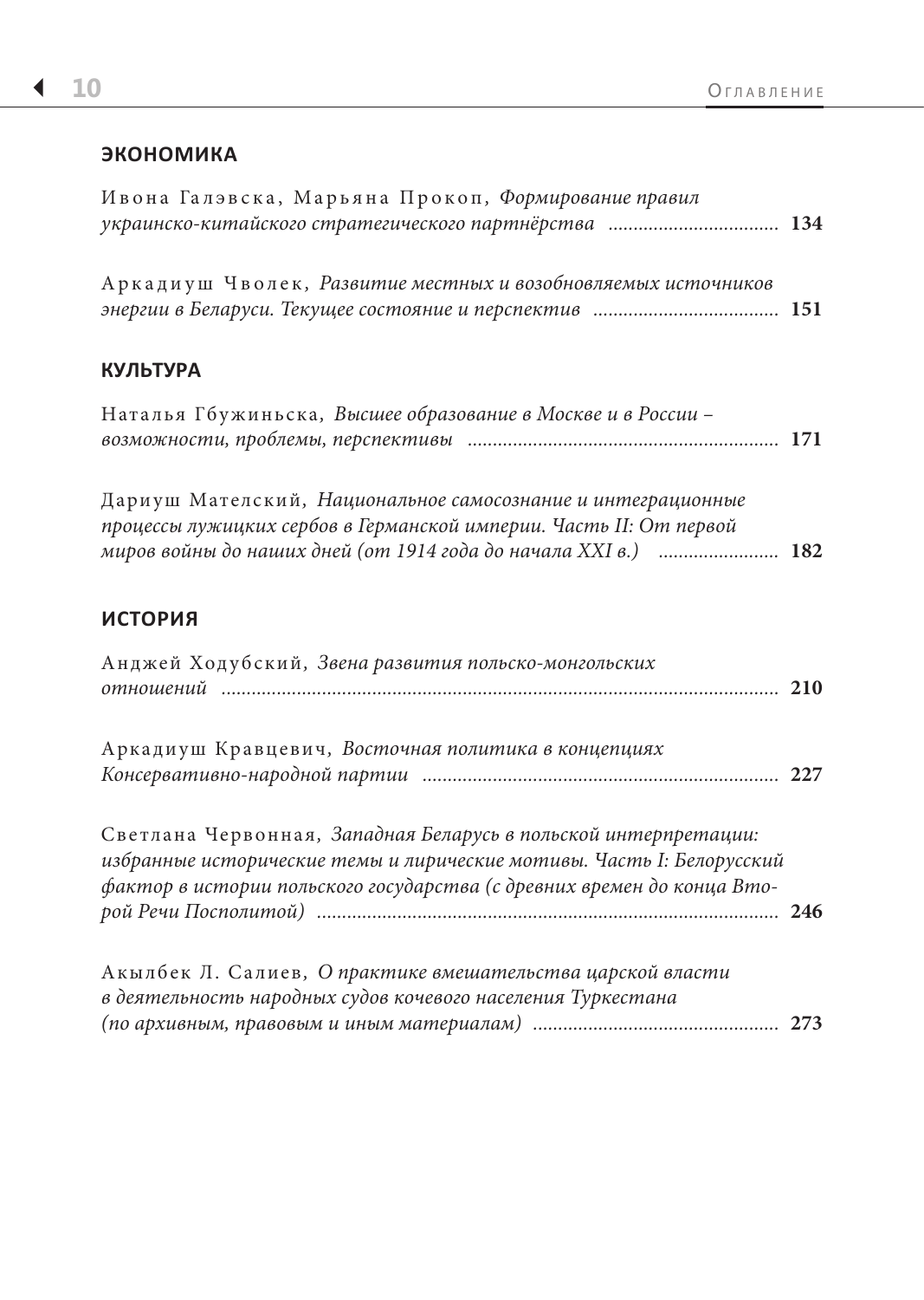## ЭКОНОМИКА

Ивона Галэвска, Марьяна Прокоп, *Формирование правил украинско-китайского стратегического партнёрства* ................................. **134**

Аркадиуш Чволек, *Развитие местных и возобновляемых источников энергии в Беларуси. Текущее состояние и перспектив* .................................... **151**

## КУЛЬТУРА

Наталья Гбужиньска, *Высшее образование в Москве и в России – возможности, проблемы, перспективы* ............................................................ **171**

Дариуш Мателский, *Национальное самосознание и интеграционные процессы лужицких сербов в Германской империи. Часть II: От первой миров войны до наших дней (от 1914 года до начала XXI в.)* ....................... **182**

## ИСТОРИЯ

Анджей Ходубский, *Звена развития польско-монгольских отношений* .......................................................................................................... **210**

Аркадиуш Кравцевич, *Восточная политика в концепциях Консервативно-народной партии* ..................................................................... **227**

Светлана Червонная, *Западная Беларусь в польской интерпретации: избранные исторические темы и лирические мотивы. Часть I: Белорусский фактор в истории польского государства (с древних времен до конца Второй Речи Посполитой)* ........................................................................... **246**

Акылбек Л. Салиев, *О практике вмешательства царской власти в деятельность народных судов кочевого населения Туркестана (по архивным, правовым и иным материалам)* ................................................ **273**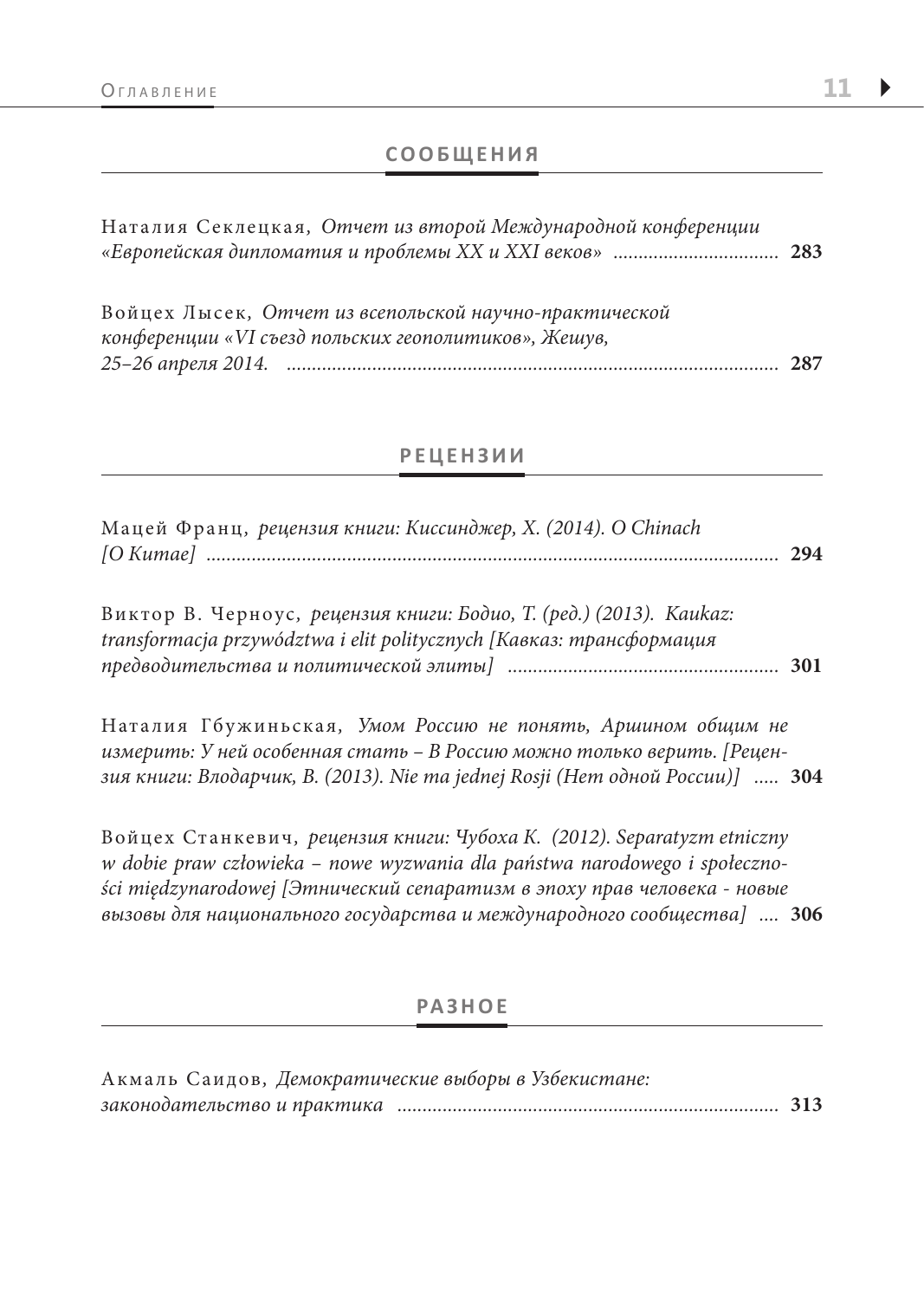## СООБЩЕНИЯ

Наталия Секлецкая, *Отчет из второй Международной конференции «Европейская дипломатия и проблемы XX и XXI веков»* ................................ **283**

Войцех Лысек, *Отчет из всепольской научно-практической конференции «VI съезд польских геополитиков», Жешув, 25–26 апреля 2014.* ................................................................................ **287**

## РЕЦЕНЗИИ

Мацей Франц, *рецензия книги: Киссинджер, Х. (2014). O Chinach [О Китае]* ................................................................................................ **294**

Виктор В. Черноус, *рецензия книги: Бодио, Т. (ред.) (2013). Kaukaz: transformacja przywództwa i elit politycznych [Кавказ: трансформация предводительства и политической элиты]* ..................................................... **301**

Наталия Гбужиньская, *Умом Россию не понять, Аршином общим не измерить: У ней особенная стать – В Россию можно только верить. [Рецензия книги: Влодарчик, В. (2013). Nie ma jednej Rosji (Нет одной России)]* ..... **304**

Войцех Станкевич, *рецензия книги: Чубоха К. (2012). Separatyzm etniczny w dobie praw człowieka – nowe wyzwania dla państwa narodowego i społeczności międzynarodowej [Этнический сепаратизм в эпоху прав человека - новые вызовы для национального государства и международного сообщества]* .... **306**

## РАЗНОЕ

Акмаль Саидов, *Демократические выборы в Узбекистане: законодательство и практика* .......................................................................... **313**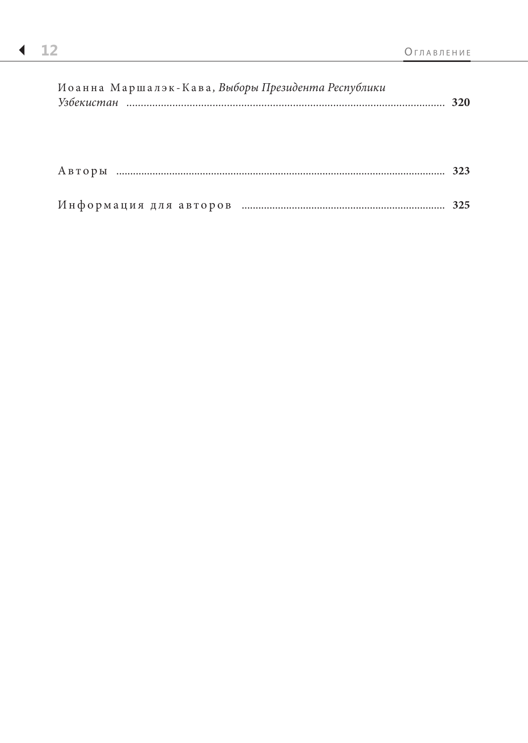Иоанна Маршалэк-Кава, *Выборы Президента Республики Узбекистан* ........................ **320**

Авторы ........................ **323**

Информация для авторов ........................ **325**